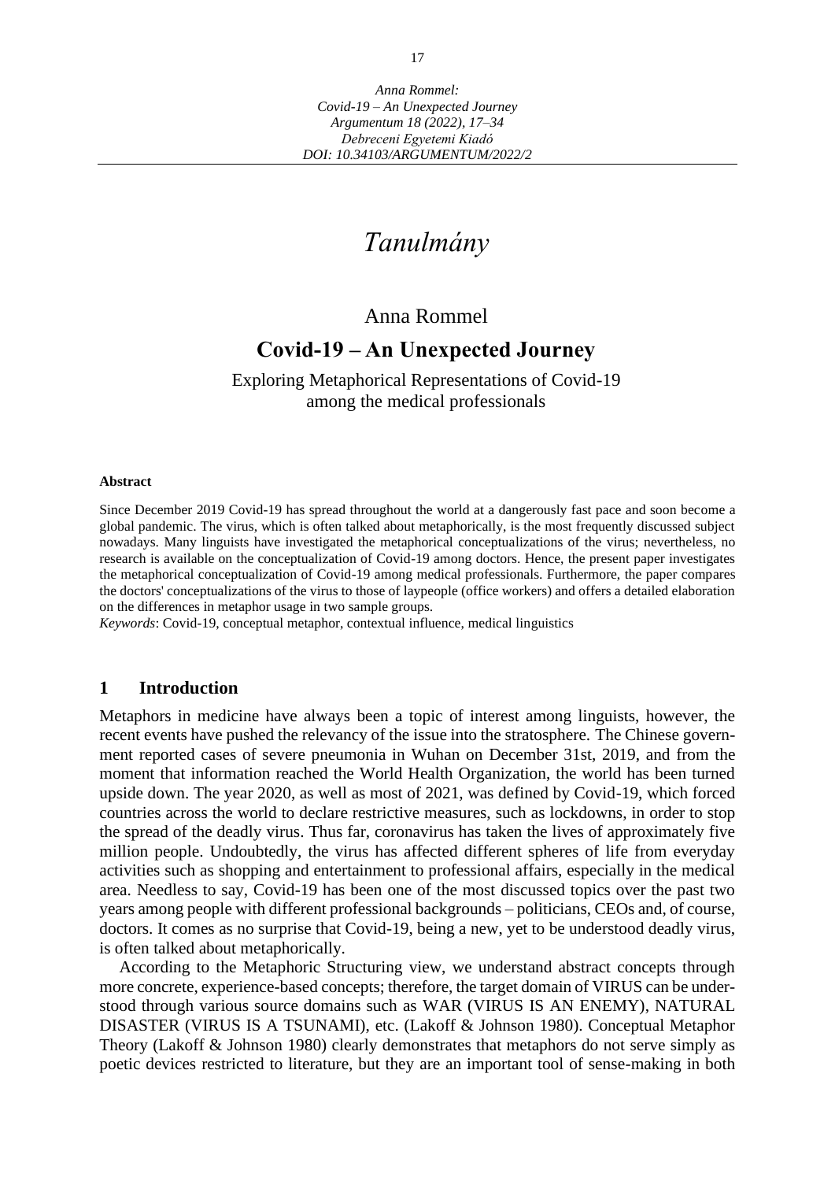# *Tanulmány*

Anna Rommel

## Covid-19 – An Unexpected Journey

Exploring Metaphorical Representations of Covid-19 among the medical professionals

**Abstract**

Since December 2019 Covid-19 has spread throughout the world at a dangerously fast pace and soon become a global pandemic. The virus, which is often talked about metaphorically, is the most frequently discussed subject nowadays. Many linguists have investigated the metaphorical conceptualizations of the virus; nevertheless, no research is available on the conceptualization of Covid-19 among doctors. Hence, the present paper investigates the metaphorical conceptualization of Covid-19 among medical professionals. Furthermore, the paper compares the doctors' conceptualizations of the virus to those of laypeople (office workers) and offers a detailed elaboration on the differences in metaphor usage in two sample groups.

*Keywords*: Covid-19, conceptual metaphor, contextual influence, medical linguistics

## 1 Introduction

Metaphors in medicine have always been a topic of interest among linguists, however, the recent events have pushed the relevancy of the issue into the stratosphere. The Chinese government reported cases of severe pneumonia in Wuhan on December 31st, 2019, and from the moment that information reached the World Health Organization, the world has been turned upside down. The year 2020, as well as most of 2021, was defined by Covid-19, which forced countries across the world to declare restrictive measures, such as lockdowns, in order to stop the spread of the deadly virus. Thus far, coronavirus has taken the lives of approximately five million people. Undoubtedly, the virus has affected different spheres of life from everyday activities such as shopping and entertainment to professional affairs, especially in the medical area. Needless to say, Covid-19 has been one of the most discussed topics over the past two years among people with different professional backgrounds – politicians, CEOs and, of course, doctors. It comes as no surprise that Covid-19, being a new, yet to be understood deadly virus, is often talked about metaphorically.

According to the Metaphoric Structuring view, we understand abstract concepts through more concrete, experience-based concepts; therefore, the target domain of VIRUS can be understood through various source domains such as WAR (VIRUS IS AN ENEMY), NATURAL DISASTER (VIRUS IS A TSUNAMI), etc. (Lakoff & Johnson 1980). Conceptual Metaphor Theory (Lakoff & Johnson 1980) clearly demonstrates that metaphors do not serve simply as poetic devices restricted to literature, but they are an important tool of sense-making in both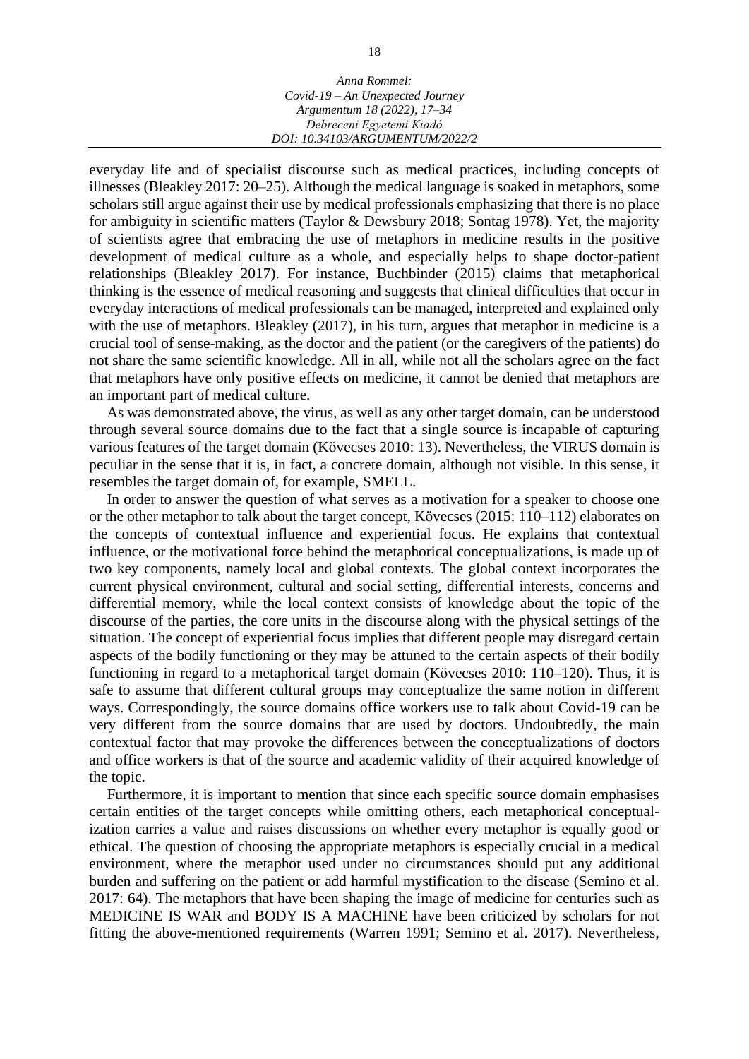everyday life and of specialist discourse such as medical practices, including concepts of illnesses (Bleakley 2017: 20–25). Although the medical language is soaked in metaphors, some scholars still argue against their use by medical professionals emphasizing that there is no place for ambiguity in scientific matters (Taylor & Dewsbury 2018; Sontag 1978). Yet, the majority of scientists agree that embracing the use of metaphors in medicine results in the positive development of medical culture as a whole, and especially helps to shape doctor-patient relationships (Bleakley 2017). For instance, Buchbinder (2015) claims that metaphorical thinking is the essence of medical reasoning and suggests that clinical difficulties that occur in everyday interactions of medical professionals can be managed, interpreted and explained only with the use of metaphors. Bleakley (2017), in his turn, argues that metaphor in medicine is a crucial tool of sense-making, as the doctor and the patient (or the caregivers of the patients) do not share the same scientific knowledge. All in all, while not all the scholars agree on the fact that metaphors have only positive effects on medicine, it cannot be denied that metaphors are an important part of medical culture.

As was demonstrated above, the virus, as well as any other target domain, can be understood through several source domains due to the fact that a single source is incapable of capturing various features of the target domain (Kövecses 2010: 13). Nevertheless, the VIRUS domain is peculiar in the sense that it is, in fact, a concrete domain, although not visible. In this sense, it resembles the target domain of, for example, SMELL.

In order to answer the question of what serves as a motivation for a speaker to choose one or the other metaphor to talk about the target concept, Kövecses (2015: 110–112) elaborates on the concepts of contextual influence and experiential focus. He explains that contextual influence, or the motivational force behind the metaphorical conceptualizations, is made up of two key components, namely local and global contexts. The global context incorporates the current physical environment, cultural and social setting, differential interests, concerns and differential memory, while the local context consists of knowledge about the topic of the discourse of the parties, the core units in the discourse along with the physical settings of the situation. The concept of experiential focus implies that different people may disregard certain aspects of the bodily functioning or they may be attuned to the certain aspects of their bodily functioning in regard to a metaphorical target domain (Kövecses 2010: 110–120). Thus, it is safe to assume that different cultural groups may conceptualize the same notion in different ways. Correspondingly, the source domains office workers use to talk about Covid-19 can be very different from the source domains that are used by doctors. Undoubtedly, the main contextual factor that may provoke the differences between the conceptualizations of doctors and office workers is that of the source and academic validity of their acquired knowledge of the topic.

Furthermore, it is important to mention that since each specific source domain emphasises certain entities of the target concepts while omitting others, each metaphorical conceptualization carries a value and raises discussions on whether every metaphor is equally good or ethical. The question of choosing the appropriate metaphors is especially crucial in a medical environment, where the metaphor used under no circumstances should put any additional burden and suffering on the patient or add harmful mystification to the disease (Semino et al. 2017: 64). The metaphors that have been shaping the image of medicine for centuries such as MEDICINE IS WAR and BODY IS A MACHINE have been criticized by scholars for not fitting the above-mentioned requirements (Warren 1991; Semino et al. 2017). Nevertheless,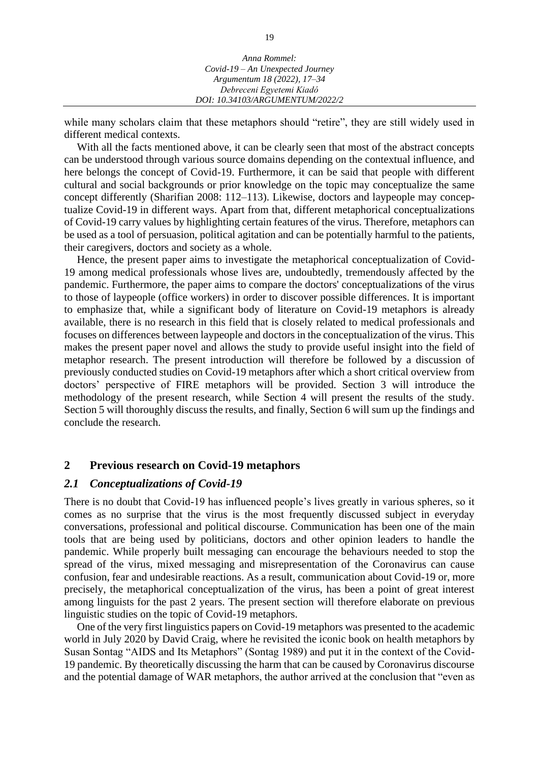while many scholars claim that these metaphors should "retire", they are still widely used in different medical contexts.

With all the facts mentioned above, it can be clearly seen that most of the abstract concepts can be understood through various source domains depending on the contextual influence, and here belongs the concept of Covid-19. Furthermore, it can be said that people with different cultural and social backgrounds or prior knowledge on the topic may conceptualize the same concept differently (Sharifian 2008: 112–113). Likewise, doctors and laypeople may conceptualize Covid-19 in different ways. Apart from that, different metaphorical conceptualizations of Covid-19 carry values by highlighting certain features of the virus. Therefore, metaphors can be used as a tool of persuasion, political agitation and can be potentially harmful to the patients, their caregivers, doctors and society as a whole.

Hence, the present paper aims to investigate the metaphorical conceptualization of Covid-19 among medical professionals whose lives are, undoubtedly, tremendously affected by the pandemic. Furthermore, the paper aims to compare the doctors' conceptualizations of the virus to those of laypeople (office workers) in order to discover possible differences. It is important to emphasize that, while a significant body of literature on Covid-19 metaphors is already available, there is no research in this field that is closely related to medical professionals and focuses on differences between laypeople and doctors in the conceptualization of the virus. This makes the present paper novel and allows the study to provide useful insight into the field of metaphor research. The present introduction will therefore be followed by a discussion of previously conducted studies on Covid-19 metaphors after which a short critical overview from doctors' perspective of FIRE metaphors will be provided. Section 3 will introduce the methodology of the present research, while Section 4 will present the results of the study. Section 5 will thoroughly discuss the results, and finally, Section 6 will sum up the findings and conclude the research.

## 2 Previous research on Covid-19 metaphors

### *2.1 Conceptualizations of Covid-19*

There is no doubt that Covid-19 has influenced people's lives greatly in various spheres, so it comes as no surprise that the virus is the most frequently discussed subject in everyday conversations, professional and political discourse. Communication has been one of the main tools that are being used by politicians, doctors and other opinion leaders to handle the pandemic. While properly built messaging can encourage the behaviours needed to stop the spread of the virus, mixed messaging and misrepresentation of the Coronavirus can cause confusion, fear and undesirable reactions. As a result, communication about Covid-19 or, more precisely, the metaphorical conceptualization of the virus, has been a point of great interest among linguists for the past 2 years. The present section will therefore elaborate on previous linguistic studies on the topic of Covid-19 metaphors.

One of the very first linguistics papers on Covid-19 metaphors was presented to the academic world in July 2020 by David Craig, where he revisited the iconic book on health metaphors by Susan Sontag "AIDS and Its Metaphors" (Sontag 1989) and put it in the context of the Covid-19 pandemic. By theoretically discussing the harm that can be caused by Coronavirus discourse and the potential damage of WAR metaphors, the author arrived at the conclusion that "even as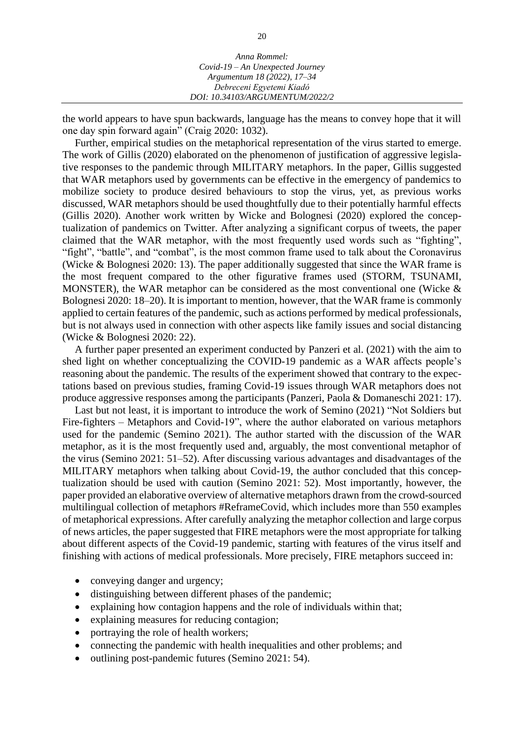the world appears to have spun backwards, language has the means to convey hope that it will one day spin forward again" (Craig 2020: 1032).

Further, empirical studies on the metaphorical representation of the virus started to emerge. The work of Gillis (2020) elaborated on the phenomenon of justification of aggressive legislative responses to the pandemic through MILITARY metaphors. In the paper, Gillis suggested that WAR metaphors used by governments can be effective in the emergency of pandemics to mobilize society to produce desired behaviours to stop the virus, yet, as previous works discussed, WAR metaphors should be used thoughtfully due to their potentially harmful effects (Gillis 2020). Another work written by Wicke and Bolognesi (2020) explored the conceptualization of pandemics on Twitter. After analyzing a significant corpus of tweets, the paper claimed that the WAR metaphor, with the most frequently used words such as "fighting", "fight", "battle", and "combat", is the most common frame used to talk about the Coronavirus (Wicke & Bolognesi 2020: 13). The paper additionally suggested that since the WAR frame is the most frequent compared to the other figurative frames used (STORM, TSUNAMI, MONSTER), the WAR metaphor can be considered as the most conventional one (Wicke & Bolognesi 2020: 18–20). It is important to mention, however, that the WAR frame is commonly applied to certain features of the pandemic, such as actions performed by medical professionals, but is not always used in connection with other aspects like family issues and social distancing (Wicke & Bolognesi 2020: 22).

A further paper presented an experiment conducted by Panzeri et al. (2021) with the aim to shed light on whether conceptualizing the COVID-19 pandemic as a WAR affects people's reasoning about the pandemic. The results of the experiment showed that contrary to the expectations based on previous studies, framing Covid-19 issues through WAR metaphors does not produce aggressive responses among the participants (Panzeri, Paola & Domaneschi 2021: 17).

Last but not least, it is important to introduce the work of Semino (2021) "Not Soldiers but Fire-fighters – Metaphors and Covid-19", where the author elaborated on various metaphors used for the pandemic (Semino 2021). The author started with the discussion of the WAR metaphor, as it is the most frequently used and, arguably, the most conventional metaphor of the virus (Semino 2021: 51–52). After discussing various advantages and disadvantages of the MILITARY metaphors when talking about Covid-19, the author concluded that this conceptualization should be used with caution (Semino 2021: 52). Most importantly, however, the paper provided an elaborative overview of alternative metaphors drawn from the crowd-sourced multilingual collection of metaphors #ReframeCovid, which includes more than 550 examples of metaphorical expressions. After carefully analyzing the metaphor collection and large corpus of news articles, the paper suggested that FIRE metaphors were the most appropriate for talking about different aspects of the Covid-19 pandemic, starting with features of the virus itself and finishing with actions of medical professionals. More precisely, FIRE metaphors succeed in:

- conveying danger and urgency;
- distinguishing between different phases of the pandemic;
- explaining how contagion happens and the role of individuals within that;
- explaining measures for reducing contagion;
- portraying the role of health workers;
- connecting the pandemic with health inequalities and other problems; and
- outlining post-pandemic futures (Semino 2021: 54).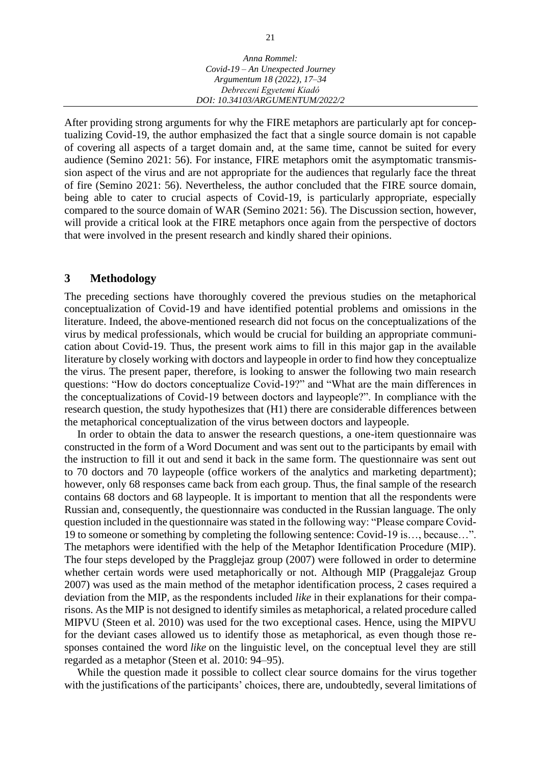After providing strong arguments for why the FIRE metaphors are particularly apt for conceptualizing Covid-19, the author emphasized the fact that a single source domain is not capable of covering all aspects of a target domain and, at the same time, cannot be suited for every audience (Semino 2021: 56). For instance, FIRE metaphors omit the asymptomatic transmission aspect of the virus and are not appropriate for the audiences that regularly face the threat of fire (Semino 2021: 56). Nevertheless, the author concluded that the FIRE source domain, being able to cater to crucial aspects of Covid-19, is particularly appropriate, especially compared to the source domain of WAR (Semino 2021: 56). The Discussion section, however, will provide a critical look at the FIRE metaphors once again from the perspective of doctors that were involved in the present research and kindly shared their opinions.

## 3 Methodology

The preceding sections have thoroughly covered the previous studies on the metaphorical conceptualization of Covid-19 and have identified potential problems and omissions in the literature. Indeed, the above-mentioned research did not focus on the conceptualizations of the virus by medical professionals, which would be crucial for building an appropriate communication about Covid-19. Thus, the present work aims to fill in this major gap in the available literature by closely working with doctors and laypeople in order to find how they conceptualize the virus. The present paper, therefore, is looking to answer the following two main research questions: "How do doctors conceptualize Covid-19?" and "What are the main differences in the conceptualizations of Covid-19 between doctors and laypeople?". In compliance with the research question, the study hypothesizes that (H1) there are considerable differences between the metaphorical conceptualization of the virus between doctors and laypeople.

In order to obtain the data to answer the research questions, a one-item questionnaire was constructed in the form of a Word Document and was sent out to the participants by email with the instruction to fill it out and send it back in the same form. The questionnaire was sent out to 70 doctors and 70 laypeople (office workers of the analytics and marketing department); however, only 68 responses came back from each group. Thus, the final sample of the research contains 68 doctors and 68 laypeople. It is important to mention that all the respondents were Russian and, consequently, the questionnaire was conducted in the Russian language. The only question included in the questionnaire was stated in the following way: "Please compare Covid-19 to someone or something by completing the following sentence: Covid-19 is…, because…". The metaphors were identified with the help of the Metaphor Identification Procedure (MIP). The four steps developed by the Pragglejaz group (2007) were followed in order to determine whether certain words were used metaphorically or not. Although MIP (Praggalejaz Group 2007) was used as the main method of the metaphor identification process, 2 cases required a deviation from the MIP, as the respondents included *like* in their explanations for their comparisons. As the MIP is not designed to identify similes as metaphorical, a related procedure called MIPVU (Steen et al. 2010) was used for the two exceptional cases. Hence, using the MIPVU for the deviant cases allowed us to identify those as metaphorical, as even though those responses contained the word *like* on the linguistic level, on the conceptual level they are still regarded as a metaphor (Steen et al. 2010: 94–95).

While the question made it possible to collect clear source domains for the virus together with the justifications of the participants' choices, there are, undoubtedly, several limitations of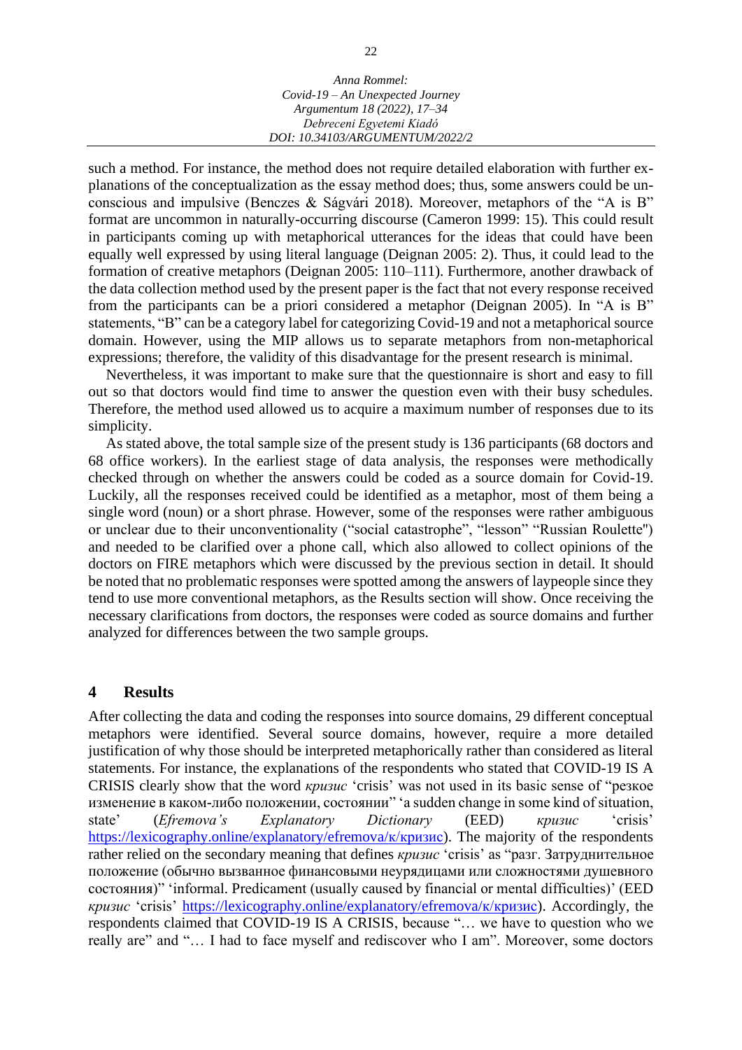such a method. For instance, the method does not require detailed elaboration with further explanations of the conceptualization as the essay method does; thus, some answers could be unconscious and impulsive (Benczes & Ságvári 2018). Moreover, metaphors of the "A is B" format are uncommon in naturally-occurring discourse (Cameron 1999: 15). This could result in participants coming up with metaphorical utterances for the ideas that could have been equally well expressed by using literal language (Deignan 2005: 2). Thus, it could lead to the formation of creative metaphors (Deignan 2005: 110–111). Furthermore, another drawback of the data collection method used by the present paper is the fact that not every response received from the participants can be a priori considered a metaphor (Deignan 2005). In "A is B" statements, "B" can be a category label for categorizing Covid-19 and not a metaphorical source domain. However, using the MIP allows us to separate metaphors from non-metaphorical expressions; therefore, the validity of this disadvantage for the present research is minimal.

Nevertheless, it was important to make sure that the questionnaire is short and easy to fill out so that doctors would find time to answer the question even with their busy schedules. Therefore, the method used allowed us to acquire a maximum number of responses due to its simplicity.

As stated above, the total sample size of the present study is 136 participants (68 doctors and 68 office workers). In the earliest stage of data analysis, the responses were methodically checked through on whether the answers could be coded as a source domain for Covid-19. Luckily, all the responses received could be identified as a metaphor, most of them being a single word (noun) or a short phrase. However, some of the responses were rather ambiguous or unclear due to their unconventionality ("social catastrophe", "lesson" "Russian Roulette") and needed to be clarified over a phone call, which also allowed to collect opinions of the doctors on FIRE metaphors which were discussed by the previous section in detail. It should be noted that no problematic responses were spotted among the answers of laypeople since they tend to use more conventional metaphors, as the Results section will show. Once receiving the necessary clarifications from doctors, the responses were coded as source domains and further analyzed for differences between the two sample groups.

## 4 Results

After collecting the data and coding the responses into source domains, 29 different conceptual metaphors were identified. Several source domains, however, require a more detailed justification of why those should be interpreted metaphorically rather than considered as literal statements. For instance, the explanations of the respondents who stated that COVID-19 IS A CRISIS clearly show that the word *кризис* 'crisis' was not used in its basic sense of "резкое изменение в каком-либо положении, состоянии" 'a sudden change in some kind of situation, state' (*Efremova's Explanatory Dictionary* (EED) *кризис* 'crisis' https://lexicography.online/explanatory/efremova/к/кризис). The majority of the respondents rather relied on the secondary meaning that defines *кризис* 'crisis' as "разг. Затруднительное положение (обычно вызванное финансовыми неурядицами или сложностями душевного состояния)" 'informal. Predicament (usually caused by financial or mental difficulties)' (EED *кризис* 'crisis' https://lexicography.online/explanatory/efremova/к/кризис). Accordingly, the respondents claimed that COVID-19 IS A CRISIS, because "… we have to question who we really are" and "… I had to face myself and rediscover who I am". Moreover, some doctors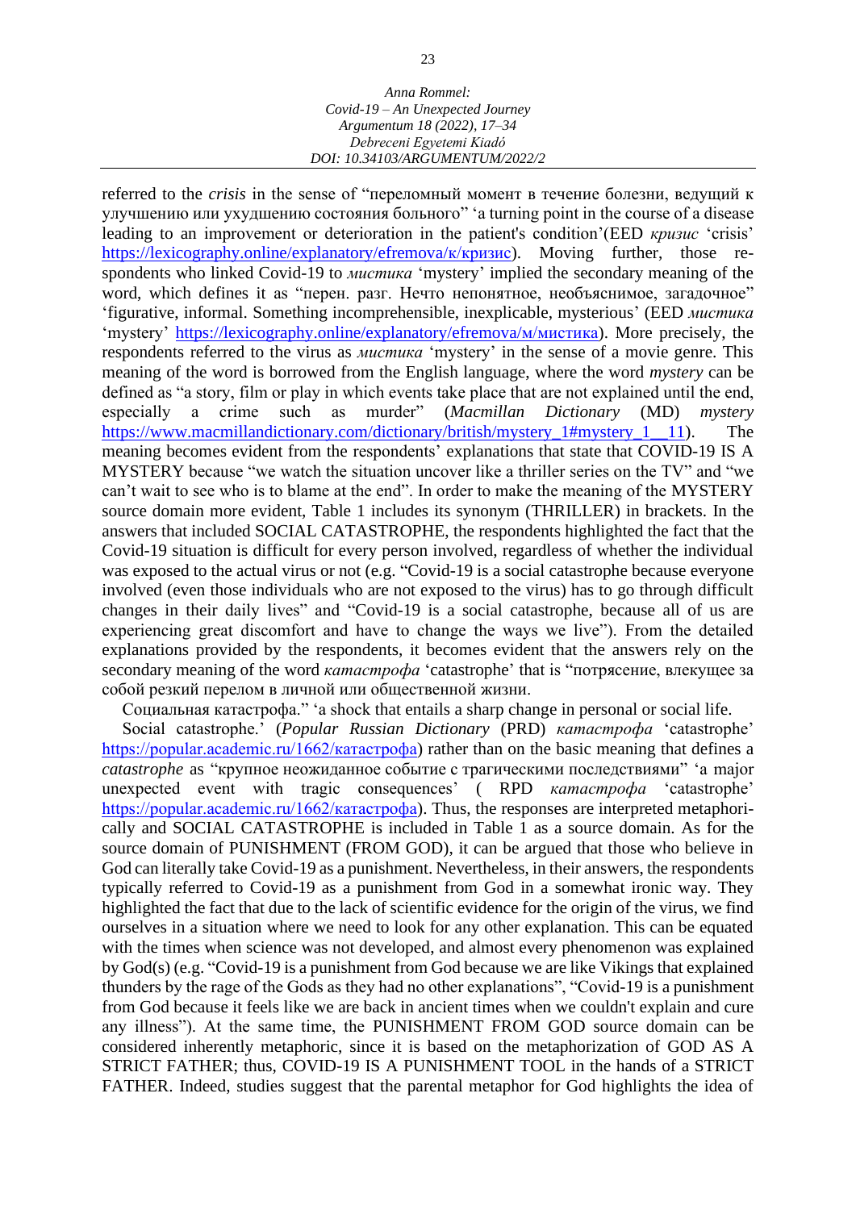referred to the *crisis* in the sense of "переломный момент в течение болезни, ведущий к улучшению или ухудшению состояния больного" 'a turning point in the course of a disease leading to an improvement or deterioration in the patient's condition'(EED *кризис* 'crisis' https://lexicography.online/explanatory/efremova/к/кризис). Moving further, those respondents who linked Covid-19 to *мистика* 'mystery' implied the secondary meaning of the word, which defines it as "перен. разг. Нечто непонятное, необъяснимое, загадочное" 'figurative, informal. Something incomprehensible, inexplicable, mysterious' (EED *мистика* 'mystery' https://lexicography.online/explanatory/efremova/м/мистика). More precisely, the respondents referred to the virus as *мистика* 'mystery' in the sense of a movie genre. This meaning of the word is borrowed from the English language, where the word *mystery* can be defined as "a story, film or play in which events take place that are not explained until the end, especially a crime such as murder" (*Macmillan Dictionary* (MD) *mystery* https://www.macmillandictionary.com/dictionary/british/mystery_1#mystery_1__11). The meaning becomes evident from the respondents' explanations that state that COVID-19 IS A MYSTERY because "we watch the situation uncover like a thriller series on the TV" and "we can't wait to see who is to blame at the end". In order to make the meaning of the MYSTERY source domain more evident, Table 1 includes its synonym (THRILLER) in brackets. In the answers that included SOCIAL CATASTROPHE, the respondents highlighted the fact that the Covid-19 situation is difficult for every person involved, regardless of whether the individual was exposed to the actual virus or not (e.g. "Covid-19 is a social catastrophe because everyone involved (even those individuals who are not exposed to the virus) has to go through difficult changes in their daily lives" and "Covid-19 is a social catastrophe, because all of us are experiencing great discomfort and have to change the ways we live"). From the detailed explanations provided by the respondents, it becomes evident that the answers rely on the secondary meaning of the word *катастрофа* 'catastrophe' that is "потрясение, влекущее за собой резкий перелом в личной или общественной жизни.

Социальная катастрофа." 'a shock that entails a sharp change in personal or social life.

Social catastrophe.' (*Popular Russian Dictionary* (PRD) *катастрофа* 'catastrophe' https://popular.academic.ru/1662/катастрофа) rather than on the basic meaning that defines a *catastrophe* as "крупное неожиданное событие с трагическими последствиями" 'a major unexpected event with tragic consequences' ( RPD *катастрофа* 'catastrophe' https://popular.academic.ru/1662/катастрофа). Thus, the responses are interpreted metaphorically and SOCIAL CATASTROPHE is included in Table 1 as a source domain. As for the source domain of PUNISHMENT (FROM GOD), it can be argued that those who believe in God can literally take Covid-19 as a punishment. Nevertheless, in their answers, the respondents typically referred to Covid-19 as a punishment from God in a somewhat ironic way. They highlighted the fact that due to the lack of scientific evidence for the origin of the virus, we find ourselves in a situation where we need to look for any other explanation. This can be equated with the times when science was not developed, and almost every phenomenon was explained by God(s) (e.g. "Covid-19 is a punishment from God because we are like Vikings that explained thunders by the rage of the Gods as they had no other explanations", "Covid-19 is a punishment from God because it feels like we are back in ancient times when we couldn't explain and cure any illness"). At the same time, the PUNISHMENT FROM GOD source domain can be considered inherently metaphoric, since it is based on the metaphorization of GOD AS A STRICT FATHER; thus, COVID-19 IS A PUNISHMENT TOOL in the hands of a STRICT FATHER. Indeed, studies suggest that the parental metaphor for God highlights the idea of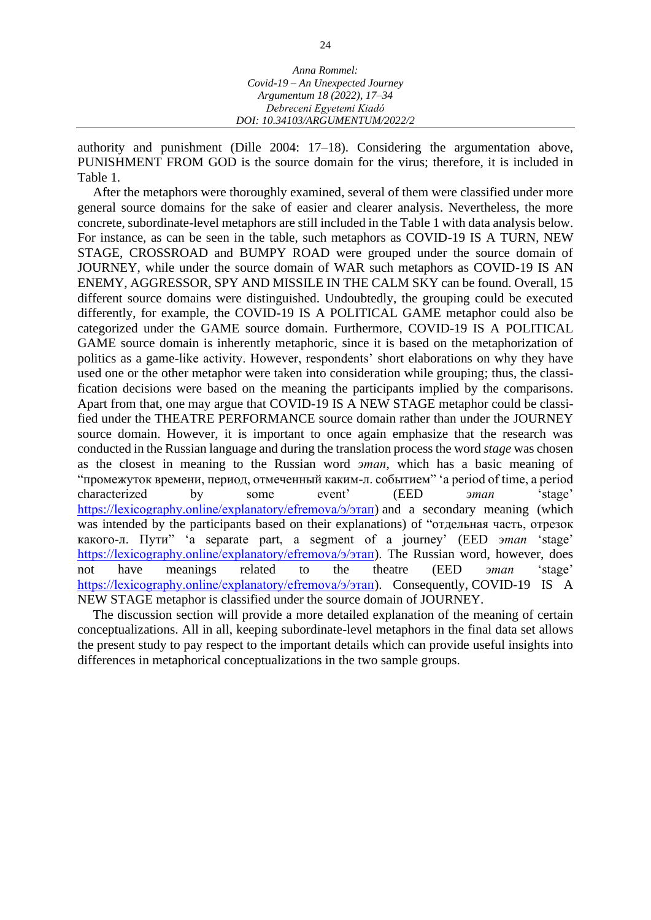authority and punishment (Dille 2004: 17–18). Considering the argumentation above, PUNISHMENT FROM GOD is the source domain for the virus; therefore, it is included in Table 1.

After the metaphors were thoroughly examined, several of them were classified under more general source domains for the sake of easier and clearer analysis. Nevertheless, the more concrete, subordinate-level metaphors are still included in the Table 1 with data analysis below. For instance, as can be seen in the table, such metaphors as COVID-19 IS A TURN, NEW STAGE, CROSSROAD and BUMPY ROAD were grouped under the source domain of JOURNEY, while under the source domain of WAR such metaphors as COVID-19 IS AN ENEMY, AGGRESSOR, SPY AND MISSILE IN THE CALM SKY can be found. Overall, 15 different source domains were distinguished. Undoubtedly, the grouping could be executed differently, for example, the COVID-19 IS A POLITICAL GAME metaphor could also be categorized under the GAME source domain. Furthermore, COVID-19 IS A POLITICAL GAME source domain is inherently metaphoric, since it is based on the metaphorization of politics as a game-like activity. However, respondents' short elaborations on why they have used one or the other metaphor were taken into consideration while grouping; thus, the classification decisions were based on the meaning the participants implied by the comparisons. Apart from that, one may argue that COVID-19 IS A NEW STAGE metaphor could be classified under the THEATRE PERFORMANCE source domain rather than under the JOURNEY source domain. However, it is important to once again emphasize that the research was conducted in the Russian language and during the translation process the word *stage* was chosen as the closest in meaning to the Russian word *этап*, which has a basic meaning of "промежуток времени, период, отмеченный каким-л. событием" 'a period of time, a period characterized by some event' (EED *этап* 'stage' https://lexicography.online/explanatory/efremova/э/этап) and a secondary meaning (which was intended by the participants based on their explanations) of "отдельная часть, отрезок какого-л. Пути" 'a separate part, a segment of a journey' (EED *этап* 'stage' https://lexicography.online/explanatory/efremova/э/этап). The Russian word, however, does not have meanings related to the theatre (EED *этап* 'stage' https://lexicography.online/explanatory/efremova/э/этап). Consequently, COVID-19 IS A NEW STAGE metaphor is classified under the source domain of JOURNEY.

The discussion section will provide a more detailed explanation of the meaning of certain conceptualizations. All in all, keeping subordinate-level metaphors in the final data set allows the present study to pay respect to the important details which can provide useful insights into differences in metaphorical conceptualizations in the two sample groups.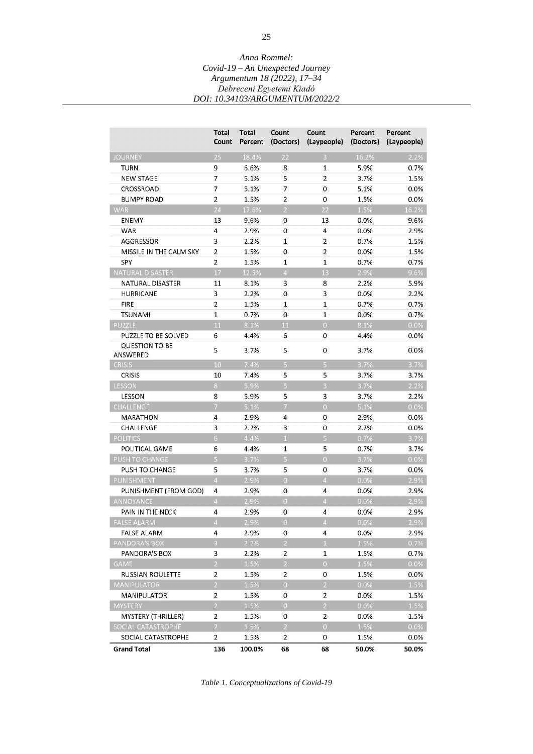| | Total Count | Total Percent | Count (Doctors) | Count (Laypeople) | Percent (Doctors) | Percent (Laypeople) |
|---|---|---|---|---|---|---|
| JOURNEY | 25 | 18.4% | 22 | 3 | 16.2% | 2.2% |
| TURN | 9 | 6.6% | 8 | 1 | 5.9% | 0.7% |
| NEW STAGE | 7 | 5.1% | 5 | 2 | 3.7% | 1.5% |
| CROSSROAD | 7 | 5.1% | 7 | 0 | 5.1% | 0.0% |
| BUMPY ROAD | 2 | 1.5% | 2 | 0 | 1.5% | 0.0% |
| WAR | 24 | 17.6% | 2 | 22 | 1.5% | 16.2% |
| ENEMY | 13 | 9.6% | 0 | 13 | 0.0% | 9.6% |
| WAR | 4 | 2.9% | 0 | 4 | 0.0% | 2.9% |
| AGGRESSOR | 3 | 2.2% | 1 | 2 | 0.7% | 1.5% |
| MISSILE IN THE CALM SKY | 2 | 1.5% | 0 | 2 | 0.0% | 1.5% |
| SPY | 2 | 1.5% | 1 | 1 | 0.7% | 0.7% |
| NATURAL DISASTER | 17 | 12.5% | 4 | 13 | 2.9% | 9.6% |
| NATURAL DISASTER | 11 | 8.1% | 3 | 8 | 2.2% | 5.9% |
| HURRICANE | 3 | 2.2% | 0 | 3 | 0.0% | 2.2% |
| FIRE | 2 | 1.5% | 1 | 1 | 0.7% | 0.7% |
| TSUNAMI | 1 | 0.7% | 0 | 1 | 0.0% | 0.7% |
| PUZZLE | 11 | 8.1% | 11 | 0 | 8.1% | 0.0% |
| PUZZLE TO BE SOLVED | 6 | 4.4% | 6 | 0 | 4.4% | 0.0% |
| QUESTION TO BE ANSWERED | 5 | 3.7% | 5 | 0 | 3.7% | 0.0% |
| CRISIS | 10 | 7.4% | 5 | 5 | 3.7% | 3.7% |
| CRISIS | 10 | 7.4% | 5 | 5 | 3.7% | 3.7% |
| LESSON | 8 | 5.9% | 5 | 3 | 3.7% | 2.2% |
| LESSON | 8 | 5.9% | 5 | 3 | 3.7% | 2.2% |
| CHALLENGE | 7 | 5.1% | 7 | 0 | 5.1% | 0.0% |
| MARATHON | 4 | 2.9% | 4 | 0 | 2.9% | 0.0% |
| CHALLENGE | 3 | 2.2% | 3 | 0 | 2.2% | 0.0% |
| POLITICS | 6 | 4.4% | 1 | 5 | 0.7% | 3.7% |
| POLITICAL GAME | 6 | 4.4% | 1 | 5 | 0.7% | 3.7% |
| PUSH TO CHANGE | 5 | 3.7% | 5 | 0 | 3.7% | 0.0% |
| PUSH TO CHANGE | 5 | 3.7% | 5 | 0 | 3.7% | 0.0% |
| PUNISHMENT | 4 | 2.9% | 0 | 4 | 0.0% | 2.9% |
| PUNISHMENT (FROM GOD) | 4 | 2.9% | 0 | 4 | 0.0% | 2.9% |
| ANNOYANCE | 4 | 2.9% | 0 | 4 | 0.0% | 2.9% |
| PAIN IN THE NECK | 4 | 2.9% | 0 | 4 | 0.0% | 2.9% |
| FALSE ALARM | 4 | 2.9% | 0 | 4 | 0.0% | 2.9% |
| FALSE ALARM | 4 | 2.9% | 0 | 4 | 0.0% | 2.9% |
| PANDORA'S BOX | 3 | 2.2% | 2 | 1 | 1.5% | 0.7% |
| PANDORA'S BOX | 3 | 2.2% | 2 | 1 | 1.5% | 0.7% |
| GAME | 2 | 1.5% | 2 | 0 | 1.5% | 0.0% |
| RUSSIAN ROULETTE | 2 | 1.5% | 2 | 0 | 1.5% | 0.0% |
| MANIPULATOR | 2 | 1.5% | 0 | 2 | 0.0% | 1.5% |
| MANIPULATOR | 2 | 1.5% | 0 | 2 | 0.0% | 1.5% |
| MYSTERY | 2 | 1.5% | 0 | 2 | 0.0% | 1.5% |
| MYSTERY (THRILLER) | 2 | 1.5% | 0 | 2 | 0.0% | 1.5% |
| SOCIAL CATASTROPHE | 2 | 1.5% | 2 | 0 | 1.5% | 0.0% |
| SOCIAL CATASTROPHE | 2 | 1.5% | 2 | 0 | 1.5% | 0.0% |
| **Grand Total** | **136** | **100.0%** | **68** | **68** | **50.0%** | **50.0%** |

*Table 1. Conceptualizations of Covid-19*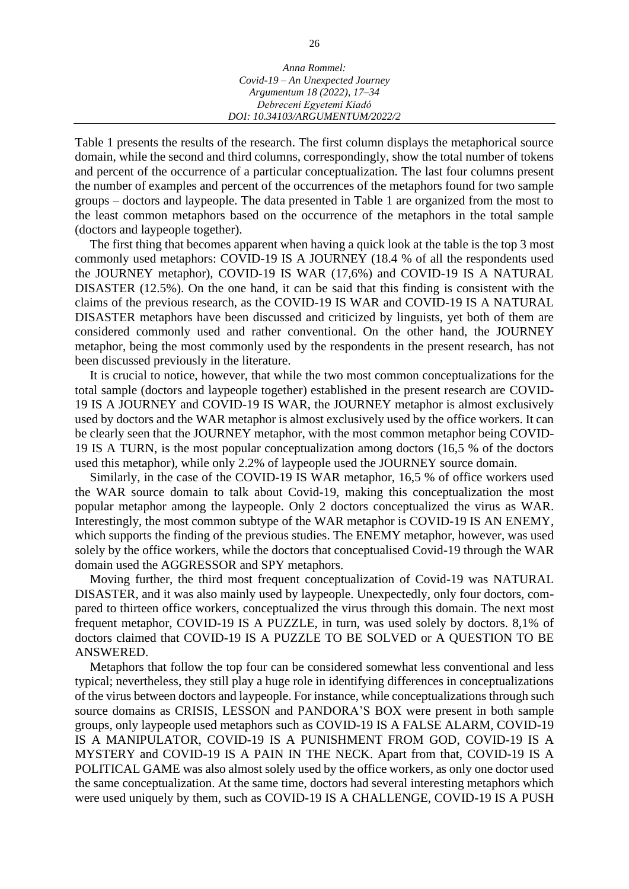Table 1 presents the results of the research. The first column displays the metaphorical source domain, while the second and third columns, correspondingly, show the total number of tokens and percent of the occurrence of a particular conceptualization. The last four columns present the number of examples and percent of the occurrences of the metaphors found for two sample groups – doctors and laypeople. The data presented in Table 1 are organized from the most to the least common metaphors based on the occurrence of the metaphors in the total sample (doctors and laypeople together).

The first thing that becomes apparent when having a quick look at the table is the top 3 most commonly used metaphors: COVID-19 IS A JOURNEY (18.4 % of all the respondents used the JOURNEY metaphor), COVID-19 IS WAR (17,6%) and COVID-19 IS A NATURAL DISASTER (12.5%). On the one hand, it can be said that this finding is consistent with the claims of the previous research, as the COVID-19 IS WAR and COVID-19 IS A NATURAL DISASTER metaphors have been discussed and criticized by linguists, yet both of them are considered commonly used and rather conventional. On the other hand, the JOURNEY metaphor, being the most commonly used by the respondents in the present research, has not been discussed previously in the literature.

It is crucial to notice, however, that while the two most common conceptualizations for the total sample (doctors and laypeople together) established in the present research are COVID-19 IS A JOURNEY and COVID-19 IS WAR, the JOURNEY metaphor is almost exclusively used by doctors and the WAR metaphor is almost exclusively used by the office workers. It can be clearly seen that the JOURNEY metaphor, with the most common metaphor being COVID-19 IS A TURN, is the most popular conceptualization among doctors (16,5 % of the doctors used this metaphor), while only 2.2% of laypeople used the JOURNEY source domain.

Similarly, in the case of the COVID-19 IS WAR metaphor, 16,5 % of office workers used the WAR source domain to talk about Covid-19, making this conceptualization the most popular metaphor among the laypeople. Only 2 doctors conceptualized the virus as WAR. Interestingly, the most common subtype of the WAR metaphor is COVID-19 IS AN ENEMY, which supports the finding of the previous studies. The ENEMY metaphor, however, was used solely by the office workers, while the doctors that conceptualised Covid-19 through the WAR domain used the AGGRESSOR and SPY metaphors.

Moving further, the third most frequent conceptualization of Covid-19 was NATURAL DISASTER, and it was also mainly used by laypeople. Unexpectedly, only four doctors, compared to thirteen office workers, conceptualized the virus through this domain. The next most frequent metaphor, COVID-19 IS A PUZZLE, in turn, was used solely by doctors. 8,1% of doctors claimed that COVID-19 IS A PUZZLE TO BE SOLVED or A QUESTION TO BE ANSWERED.

Metaphors that follow the top four can be considered somewhat less conventional and less typical; nevertheless, they still play a huge role in identifying differences in conceptualizations of the virus between doctors and laypeople. For instance, while conceptualizations through such source domains as CRISIS, LESSON and PANDORA'S BOX were present in both sample groups, only laypeople used metaphors such as COVID-19 IS A FALSE ALARM, COVID-19 IS A MANIPULATOR, COVID-19 IS A PUNISHMENT FROM GOD, COVID-19 IS A MYSTERY and COVID-19 IS A PAIN IN THE NECK. Apart from that, COVID-19 IS A POLITICAL GAME was also almost solely used by the office workers, as only one doctor used the same conceptualization. At the same time, doctors had several interesting metaphors which were used uniquely by them, such as COVID-19 IS A CHALLENGE, COVID-19 IS A PUSH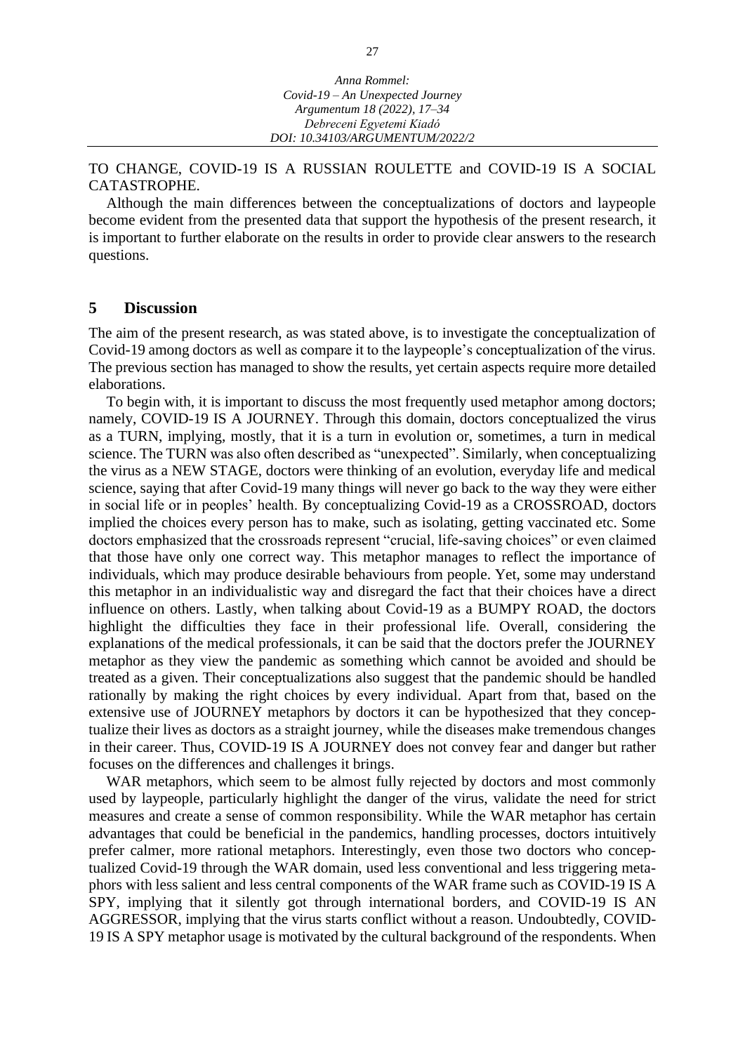TO CHANGE, COVID-19 IS A RUSSIAN ROULETTE and COVID-19 IS A SOCIAL CATASTROPHE.

Although the main differences between the conceptualizations of doctors and laypeople become evident from the presented data that support the hypothesis of the present research, it is important to further elaborate on the results in order to provide clear answers to the research questions.

## 5 Discussion

The aim of the present research, as was stated above, is to investigate the conceptualization of Covid-19 among doctors as well as compare it to the laypeople's conceptualization of the virus. The previous section has managed to show the results, yet certain aspects require more detailed elaborations.

To begin with, it is important to discuss the most frequently used metaphor among doctors; namely, COVID-19 IS A JOURNEY. Through this domain, doctors conceptualized the virus as a TURN, implying, mostly, that it is a turn in evolution or, sometimes, a turn in medical science. The TURN was also often described as "unexpected". Similarly, when conceptualizing the virus as a NEW STAGE, doctors were thinking of an evolution, everyday life and medical science, saying that after Covid-19 many things will never go back to the way they were either in social life or in peoples' health. By conceptualizing Covid-19 as a CROSSROAD, doctors implied the choices every person has to make, such as isolating, getting vaccinated etc. Some doctors emphasized that the crossroads represent "crucial, life-saving choices" or even claimed that those have only one correct way. This metaphor manages to reflect the importance of individuals, which may produce desirable behaviours from people. Yet, some may understand this metaphor in an individualistic way and disregard the fact that their choices have a direct influence on others. Lastly, when talking about Covid-19 as a BUMPY ROAD, the doctors highlight the difficulties they face in their professional life. Overall, considering the explanations of the medical professionals, it can be said that the doctors prefer the JOURNEY metaphor as they view the pandemic as something which cannot be avoided and should be treated as a given. Their conceptualizations also suggest that the pandemic should be handled rationally by making the right choices by every individual. Apart from that, based on the extensive use of JOURNEY metaphors by doctors it can be hypothesized that they conceptualize their lives as doctors as a straight journey, while the diseases make tremendous changes in their career. Thus, COVID-19 IS A JOURNEY does not convey fear and danger but rather focuses on the differences and challenges it brings.

WAR metaphors, which seem to be almost fully rejected by doctors and most commonly used by laypeople, particularly highlight the danger of the virus, validate the need for strict measures and create a sense of common responsibility. While the WAR metaphor has certain advantages that could be beneficial in the pandemics, handling processes, doctors intuitively prefer calmer, more rational metaphors. Interestingly, even those two doctors who conceptualized Covid-19 through the WAR domain, used less conventional and less triggering metaphors with less salient and less central components of the WAR frame such as COVID-19 IS A SPY, implying that it silently got through international borders, and COVID-19 IS AN AGGRESSOR, implying that the virus starts conflict without a reason. Undoubtedly, COVID-19 IS A SPY metaphor usage is motivated by the cultural background of the respondents. When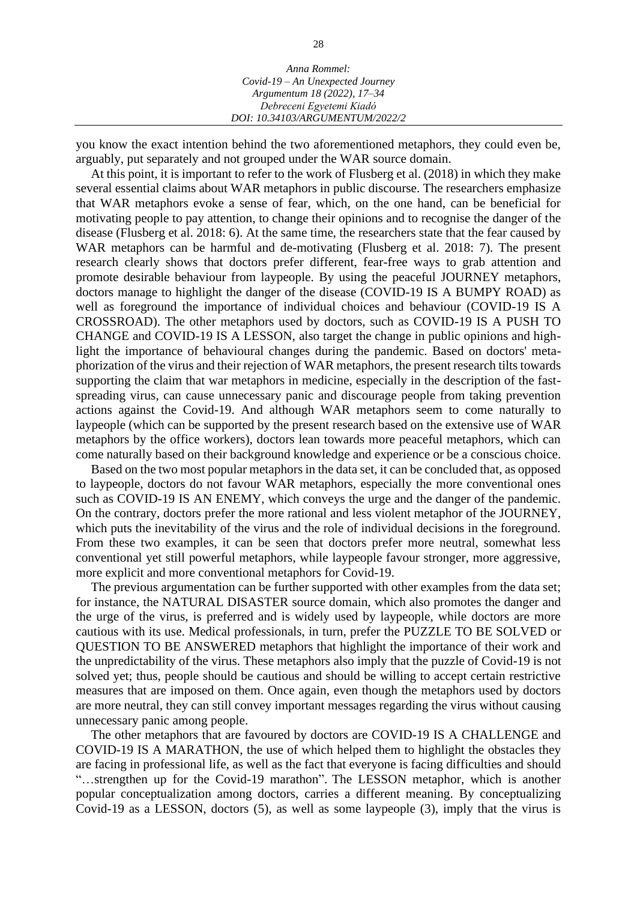you know the exact intention behind the two aforementioned metaphors, they could even be, arguably, put separately and not grouped under the WAR source domain.

At this point, it is important to refer to the work of Flusberg et al. (2018) in which they make several essential claims about WAR metaphors in public discourse. The researchers emphasize that WAR metaphors evoke a sense of fear, which, on the one hand, can be beneficial for motivating people to pay attention, to change their opinions and to recognise the danger of the disease (Flusberg et al. 2018: 6). At the same time, the researchers state that the fear caused by WAR metaphors can be harmful and de-motivating (Flusberg et al. 2018: 7). The present research clearly shows that doctors prefer different, fear-free ways to grab attention and promote desirable behaviour from laypeople. By using the peaceful JOURNEY metaphors, doctors manage to highlight the danger of the disease (COVID-19 IS A BUMPY ROAD) as well as foreground the importance of individual choices and behaviour (COVID-19 IS A CROSSROAD). The other metaphors used by doctors, such as COVID-19 IS A PUSH TO CHANGE and COVID-19 IS A LESSON, also target the change in public opinions and highlight the importance of behavioural changes during the pandemic. Based on doctors' metaphorization of the virus and their rejection of WAR metaphors, the present research tilts towards supporting the claim that war metaphors in medicine, especially in the description of the fast-spreading virus, can cause unnecessary panic and discourage people from taking prevention actions against the Covid-19. And although WAR metaphors seem to come naturally to laypeople (which can be supported by the present research based on the extensive use of WAR metaphors by the office workers), doctors lean towards more peaceful metaphors, which can come naturally based on their background knowledge and experience or be a conscious choice.

Based on the two most popular metaphors in the data set, it can be concluded that, as opposed to laypeople, doctors do not favour WAR metaphors, especially the more conventional ones such as COVID-19 IS AN ENEMY, which conveys the urge and the danger of the pandemic. On the contrary, doctors prefer the more rational and less violent metaphor of the JOURNEY, which puts the inevitability of the virus and the role of individual decisions in the foreground. From these two examples, it can be seen that doctors prefer more neutral, somewhat less conventional yet still powerful metaphors, while laypeople favour stronger, more aggressive, more explicit and more conventional metaphors for Covid-19.

The previous argumentation can be further supported with other examples from the data set; for instance, the NATURAL DISASTER source domain, which also promotes the danger and the urge of the virus, is preferred and is widely used by laypeople, while doctors are more cautious with its use. Medical professionals, in turn, prefer the PUZZLE TO BE SOLVED or QUESTION TO BE ANSWERED metaphors that highlight the importance of their work and the unpredictability of the virus. These metaphors also imply that the puzzle of Covid-19 is not solved yet; thus, people should be cautious and should be willing to accept certain restrictive measures that are imposed on them. Once again, even though the metaphors used by doctors are more neutral, they can still convey important messages regarding the virus without causing unnecessary panic among people.

The other metaphors that are favoured by doctors are COVID-19 IS A CHALLENGE and COVID-19 IS A MARATHON, the use of which helped them to highlight the obstacles they are facing in professional life, as well as the fact that everyone is facing difficulties and should "…strengthen up for the Covid-19 marathon". The LESSON metaphor, which is another popular conceptualization among doctors, carries a different meaning. By conceptualizing Covid-19 as a LESSON, doctors (5), as well as some laypeople (3), imply that the virus is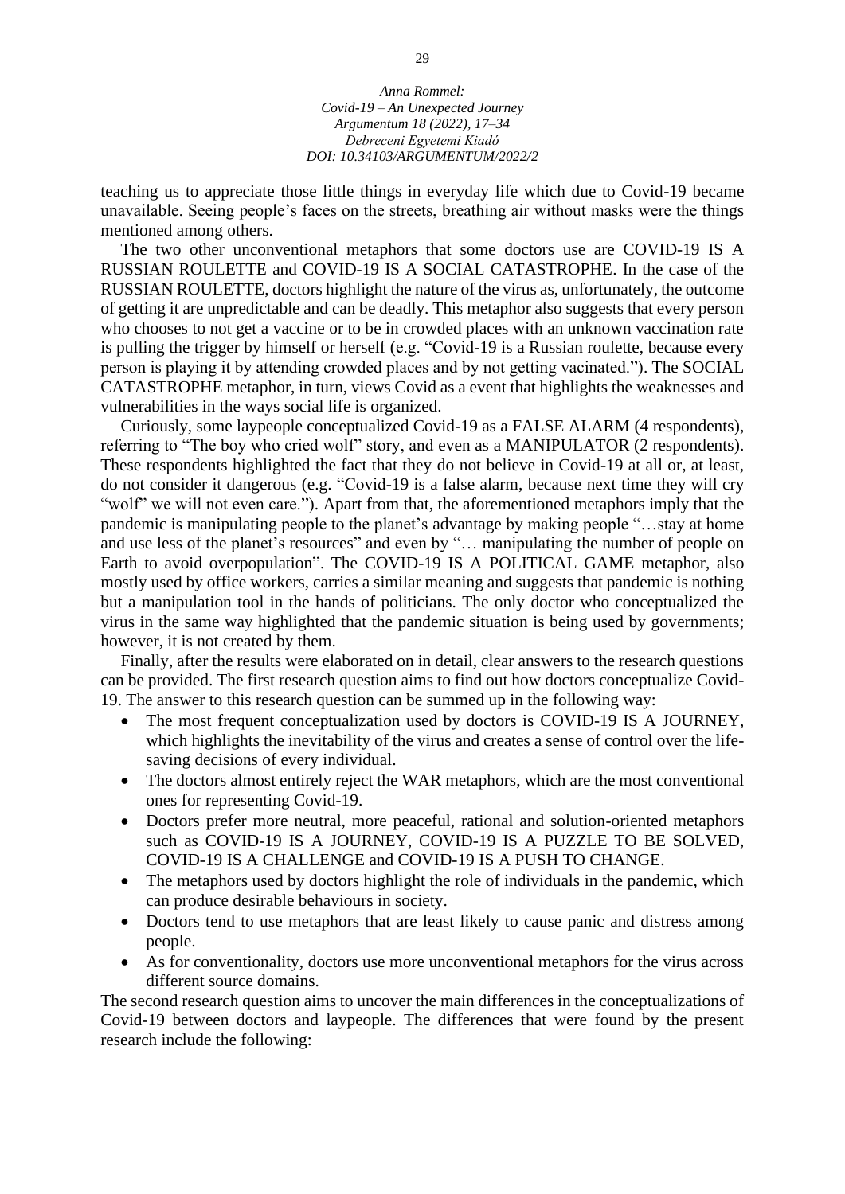teaching us to appreciate those little things in everyday life which due to Covid-19 became unavailable. Seeing people's faces on the streets, breathing air without masks were the things mentioned among others.

The two other unconventional metaphors that some doctors use are COVID-19 IS A RUSSIAN ROULETTE and COVID-19 IS A SOCIAL CATASTROPHE. In the case of the RUSSIAN ROULETTE, doctors highlight the nature of the virus as, unfortunately, the outcome of getting it are unpredictable and can be deadly. This metaphor also suggests that every person who chooses to not get a vaccine or to be in crowded places with an unknown vaccination rate is pulling the trigger by himself or herself (e.g. "Covid-19 is a Russian roulette, because every person is playing it by attending crowded places and by not getting vacinated."). The SOCIAL CATASTROPHE metaphor, in turn, views Covid as a event that highlights the weaknesses and vulnerabilities in the ways social life is organized.

Curiously, some laypeople conceptualized Covid-19 as a FALSE ALARM (4 respondents), referring to "The boy who cried wolf" story, and even as a MANIPULATOR (2 respondents). These respondents highlighted the fact that they do not believe in Covid-19 at all or, at least, do not consider it dangerous (e.g. "Covid-19 is a false alarm, because next time they will cry "wolf" we will not even care."). Apart from that, the aforementioned metaphors imply that the pandemic is manipulating people to the planet's advantage by making people "…stay at home and use less of the planet's resources" and even by "… manipulating the number of people on Earth to avoid overpopulation". The COVID-19 IS A POLITICAL GAME metaphor, also mostly used by office workers, carries a similar meaning and suggests that pandemic is nothing but a manipulation tool in the hands of politicians. The only doctor who conceptualized the virus in the same way highlighted that the pandemic situation is being used by governments; however, it is not created by them.

Finally, after the results were elaborated on in detail, clear answers to the research questions can be provided. The first research question aims to find out how doctors conceptualize Covid-19. The answer to this research question can be summed up in the following way:

- The most frequent conceptualization used by doctors is COVID-19 IS A JOURNEY, which highlights the inevitability of the virus and creates a sense of control over the life-saving decisions of every individual.
- The doctors almost entirely reject the WAR metaphors, which are the most conventional ones for representing Covid-19.
- Doctors prefer more neutral, more peaceful, rational and solution-oriented metaphors such as COVID-19 IS A JOURNEY, COVID-19 IS A PUZZLE TO BE SOLVED, COVID-19 IS A CHALLENGE and COVID-19 IS A PUSH TO CHANGE.
- The metaphors used by doctors highlight the role of individuals in the pandemic, which can produce desirable behaviours in society.
- Doctors tend to use metaphors that are least likely to cause panic and distress among people.
- As for conventionality, doctors use more unconventional metaphors for the virus across different source domains.

The second research question aims to uncover the main differences in the conceptualizations of Covid-19 between doctors and laypeople. The differences that were found by the present research include the following: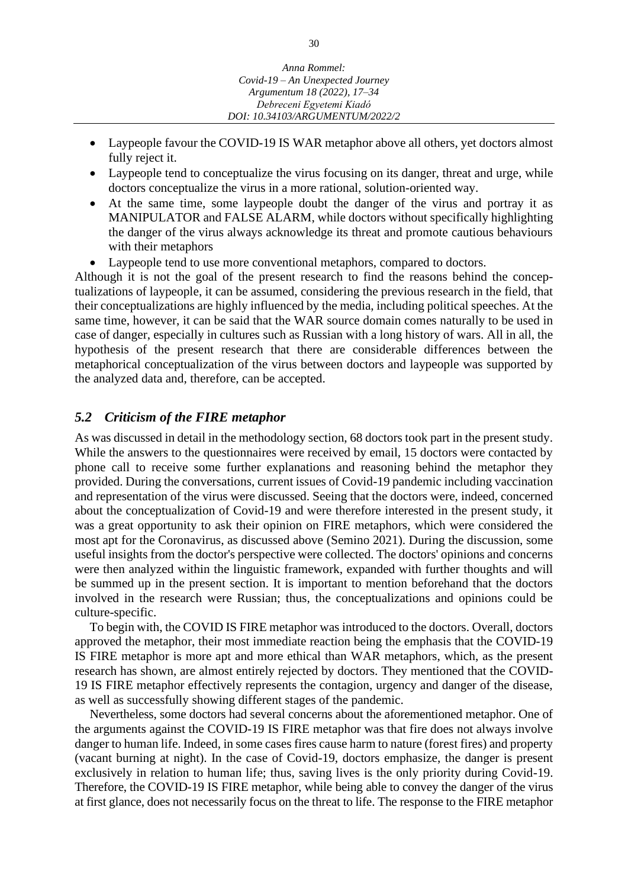- Laypeople favour the COVID-19 IS WAR metaphor above all others, yet doctors almost fully reject it.
- Laypeople tend to conceptualize the virus focusing on its danger, threat and urge, while doctors conceptualize the virus in a more rational, solution-oriented way.
- At the same time, some laypeople doubt the danger of the virus and portray it as MANIPULATOR and FALSE ALARM, while doctors without specifically highlighting the danger of the virus always acknowledge its threat and promote cautious behaviours with their metaphors
- Laypeople tend to use more conventional metaphors, compared to doctors.

Although it is not the goal of the present research to find the reasons behind the conceptualizations of laypeople, it can be assumed, considering the previous research in the field, that their conceptualizations are highly influenced by the media, including political speeches. At the same time, however, it can be said that the WAR source domain comes naturally to be used in case of danger, especially in cultures such as Russian with a long history of wars. All in all, the hypothesis of the present research that there are considerable differences between the metaphorical conceptualization of the virus between doctors and laypeople was supported by the analyzed data and, therefore, can be accepted.

### *5.2 Criticism of the FIRE metaphor*

As was discussed in detail in the methodology section, 68 doctors took part in the present study. While the answers to the questionnaires were received by email, 15 doctors were contacted by phone call to receive some further explanations and reasoning behind the metaphor they provided. During the conversations, current issues of Covid-19 pandemic including vaccination and representation of the virus were discussed. Seeing that the doctors were, indeed, concerned about the conceptualization of Covid-19 and were therefore interested in the present study, it was a great opportunity to ask their opinion on FIRE metaphors, which were considered the most apt for the Coronavirus, as discussed above (Semino 2021). During the discussion, some useful insights from the doctor's perspective were collected. The doctors' opinions and concerns were then analyzed within the linguistic framework, expanded with further thoughts and will be summed up in the present section. It is important to mention beforehand that the doctors involved in the research were Russian; thus, the conceptualizations and opinions could be culture-specific.

To begin with, the COVID IS FIRE metaphor was introduced to the doctors. Overall, doctors approved the metaphor, their most immediate reaction being the emphasis that the COVID-19 IS FIRE metaphor is more apt and more ethical than WAR metaphors, which, as the present research has shown, are almost entirely rejected by doctors. They mentioned that the COVID-19 IS FIRE metaphor effectively represents the contagion, urgency and danger of the disease, as well as successfully showing different stages of the pandemic.

Nevertheless, some doctors had several concerns about the aforementioned metaphor. One of the arguments against the COVID-19 IS FIRE metaphor was that fire does not always involve danger to human life. Indeed, in some cases fires cause harm to nature (forest fires) and property (vacant burning at night). In the case of Covid-19, doctors emphasize, the danger is present exclusively in relation to human life; thus, saving lives is the only priority during Covid-19. Therefore, the COVID-19 IS FIRE metaphor, while being able to convey the danger of the virus at first glance, does not necessarily focus on the threat to life. The response to the FIRE metaphor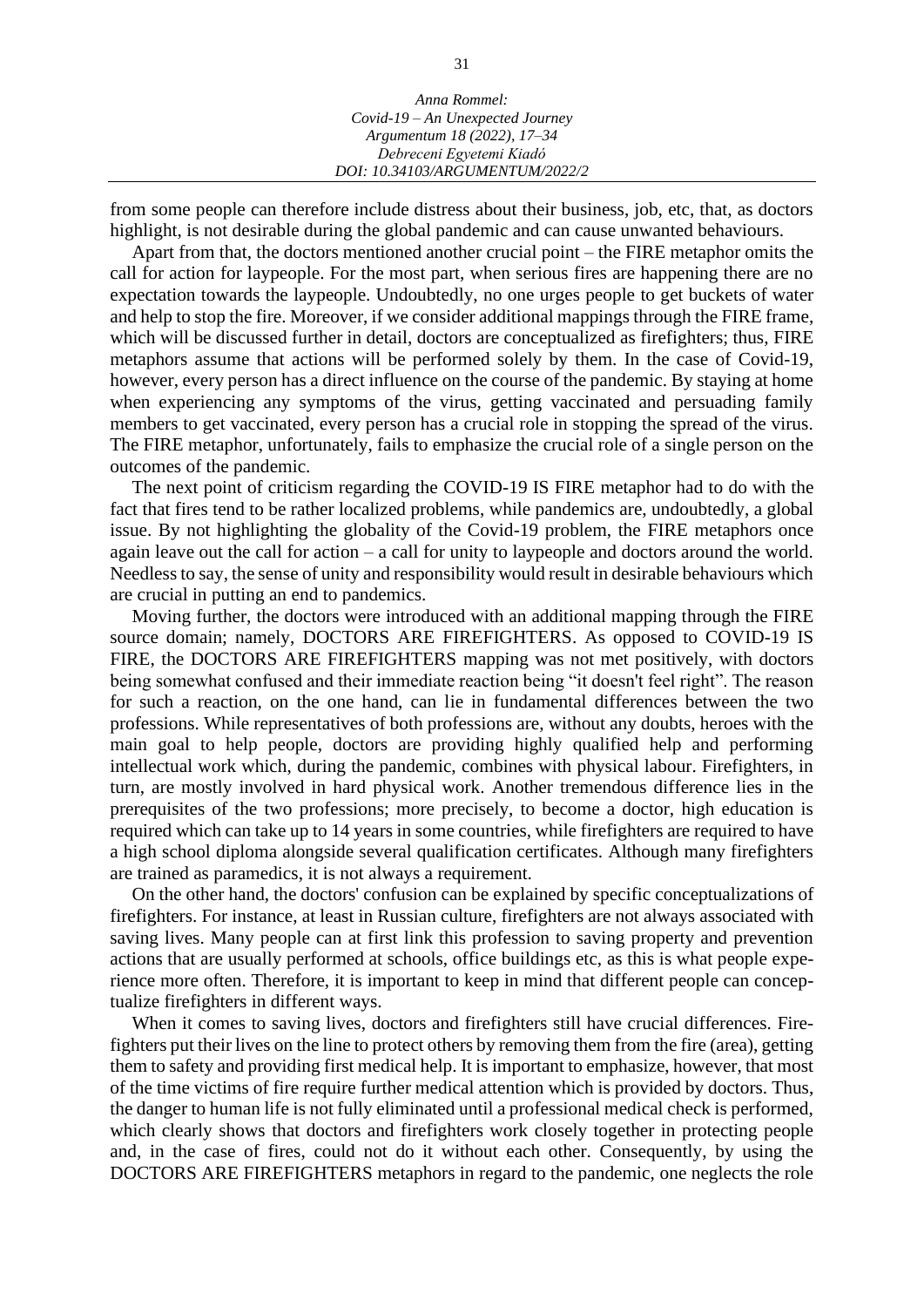from some people can therefore include distress about their business, job, etc, that, as doctors highlight, is not desirable during the global pandemic and can cause unwanted behaviours.

Apart from that, the doctors mentioned another crucial point – the FIRE metaphor omits the call for action for laypeople. For the most part, when serious fires are happening there are no expectation towards the laypeople. Undoubtedly, no one urges people to get buckets of water and help to stop the fire. Moreover, if we consider additional mappings through the FIRE frame, which will be discussed further in detail, doctors are conceptualized as firefighters; thus, FIRE metaphors assume that actions will be performed solely by them. In the case of Covid-19, however, every person has a direct influence on the course of the pandemic. By staying at home when experiencing any symptoms of the virus, getting vaccinated and persuading family members to get vaccinated, every person has a crucial role in stopping the spread of the virus. The FIRE metaphor, unfortunately, fails to emphasize the crucial role of a single person on the outcomes of the pandemic.

The next point of criticism regarding the COVID-19 IS FIRE metaphor had to do with the fact that fires tend to be rather localized problems, while pandemics are, undoubtedly, a global issue. By not highlighting the globality of the Covid-19 problem, the FIRE metaphors once again leave out the call for action – a call for unity to laypeople and doctors around the world. Needless to say, the sense of unity and responsibility would result in desirable behaviours which are crucial in putting an end to pandemics.

Moving further, the doctors were introduced with an additional mapping through the FIRE source domain; namely, DOCTORS ARE FIREFIGHTERS. As opposed to COVID-19 IS FIRE, the DOCTORS ARE FIREFIGHTERS mapping was not met positively, with doctors being somewhat confused and their immediate reaction being "it doesn't feel right". The reason for such a reaction, on the one hand, can lie in fundamental differences between the two professions. While representatives of both professions are, without any doubts, heroes with the main goal to help people, doctors are providing highly qualified help and performing intellectual work which, during the pandemic, combines with physical labour. Firefighters, in turn, are mostly involved in hard physical work. Another tremendous difference lies in the prerequisites of the two professions; more precisely, to become a doctor, high education is required which can take up to 14 years in some countries, while firefighters are required to have a high school diploma alongside several qualification certificates. Although many firefighters are trained as paramedics, it is not always a requirement.

On the other hand, the doctors' confusion can be explained by specific conceptualizations of firefighters. For instance, at least in Russian culture, firefighters are not always associated with saving lives. Many people can at first link this profession to saving property and prevention actions that are usually performed at schools, office buildings etc, as this is what people experience more often. Therefore, it is important to keep in mind that different people can conceptualize firefighters in different ways.

When it comes to saving lives, doctors and firefighters still have crucial differences. Firefighters put their lives on the line to protect others by removing them from the fire (area), getting them to safety and providing first medical help. It is important to emphasize, however, that most of the time victims of fire require further medical attention which is provided by doctors. Thus, the danger to human life is not fully eliminated until a professional medical check is performed, which clearly shows that doctors and firefighters work closely together in protecting people and, in the case of fires, could not do it without each other. Consequently, by using the DOCTORS ARE FIREFIGHTERS metaphors in regard to the pandemic, one neglects the role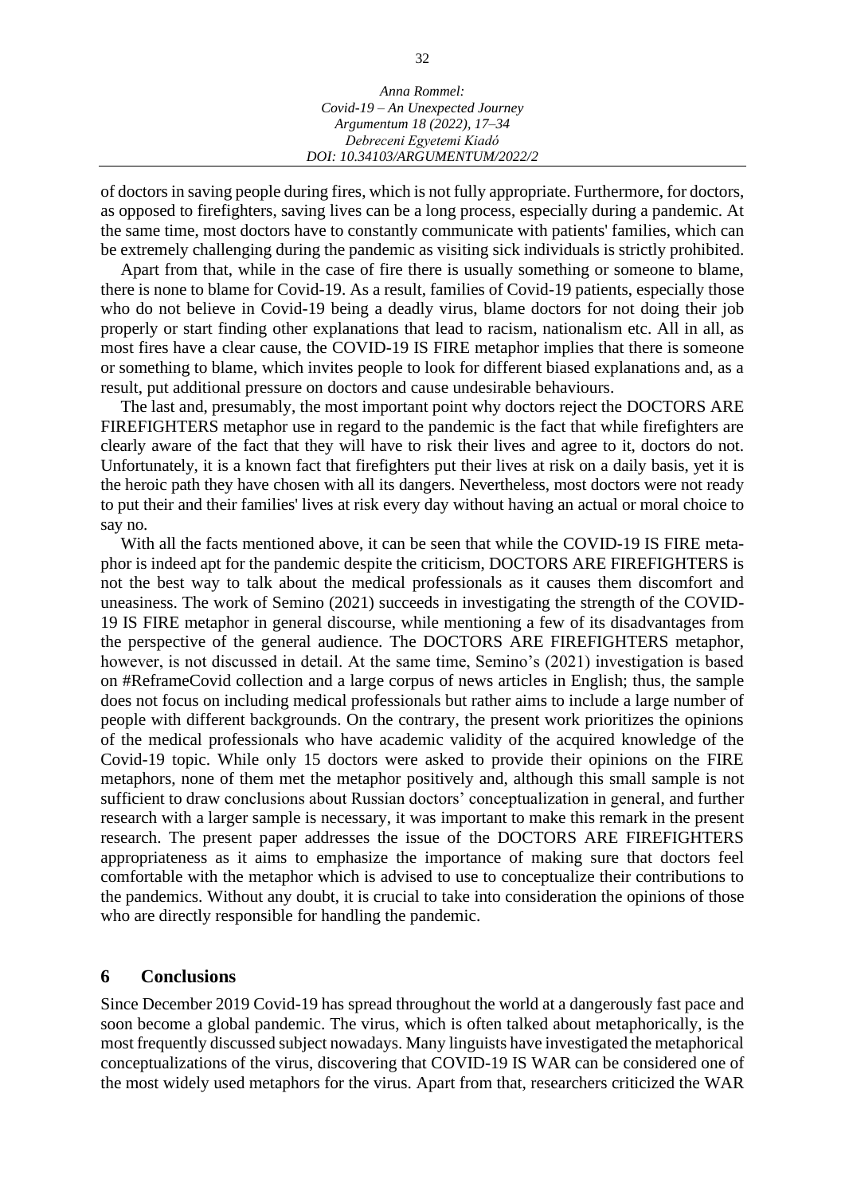of doctors in saving people during fires, which is not fully appropriate. Furthermore, for doctors, as opposed to firefighters, saving lives can be a long process, especially during a pandemic. At the same time, most doctors have to constantly communicate with patients' families, which can be extremely challenging during the pandemic as visiting sick individuals is strictly prohibited.

Apart from that, while in the case of fire there is usually something or someone to blame, there is none to blame for Covid-19. As a result, families of Covid-19 patients, especially those who do not believe in Covid-19 being a deadly virus, blame doctors for not doing their job properly or start finding other explanations that lead to racism, nationalism etc. All in all, as most fires have a clear cause, the COVID-19 IS FIRE metaphor implies that there is someone or something to blame, which invites people to look for different biased explanations and, as a result, put additional pressure on doctors and cause undesirable behaviours.

The last and, presumably, the most important point why doctors reject the DOCTORS ARE FIREFIGHTERS metaphor use in regard to the pandemic is the fact that while firefighters are clearly aware of the fact that they will have to risk their lives and agree to it, doctors do not. Unfortunately, it is a known fact that firefighters put their lives at risk on a daily basis, yet it is the heroic path they have chosen with all its dangers. Nevertheless, most doctors were not ready to put their and their families' lives at risk every day without having an actual or moral choice to say no.

With all the facts mentioned above, it can be seen that while the COVID-19 IS FIRE metaphor is indeed apt for the pandemic despite the criticism, DOCTORS ARE FIREFIGHTERS is not the best way to talk about the medical professionals as it causes them discomfort and uneasiness. The work of Semino (2021) succeeds in investigating the strength of the COVID-19 IS FIRE metaphor in general discourse, while mentioning a few of its disadvantages from the perspective of the general audience. The DOCTORS ARE FIREFIGHTERS metaphor, however, is not discussed in detail. At the same time, Semino's (2021) investigation is based on #ReframeCovid collection and a large corpus of news articles in English; thus, the sample does not focus on including medical professionals but rather aims to include a large number of people with different backgrounds. On the contrary, the present work prioritizes the opinions of the medical professionals who have academic validity of the acquired knowledge of the Covid-19 topic. While only 15 doctors were asked to provide their opinions on the FIRE metaphors, none of them met the metaphor positively and, although this small sample is not sufficient to draw conclusions about Russian doctors' conceptualization in general, and further research with a larger sample is necessary, it was important to make this remark in the present research. The present paper addresses the issue of the DOCTORS ARE FIREFIGHTERS appropriateness as it aims to emphasize the importance of making sure that doctors feel comfortable with the metaphor which is advised to use to conceptualize their contributions to the pandemics. Without any doubt, it is crucial to take into consideration the opinions of those who are directly responsible for handling the pandemic.

## 6 Conclusions

Since December 2019 Covid-19 has spread throughout the world at a dangerously fast pace and soon become a global pandemic. The virus, which is often talked about metaphorically, is the most frequently discussed subject nowadays. Many linguists have investigated the metaphorical conceptualizations of the virus, discovering that COVID-19 IS WAR can be considered one of the most widely used metaphors for the virus. Apart from that, researchers criticized the WAR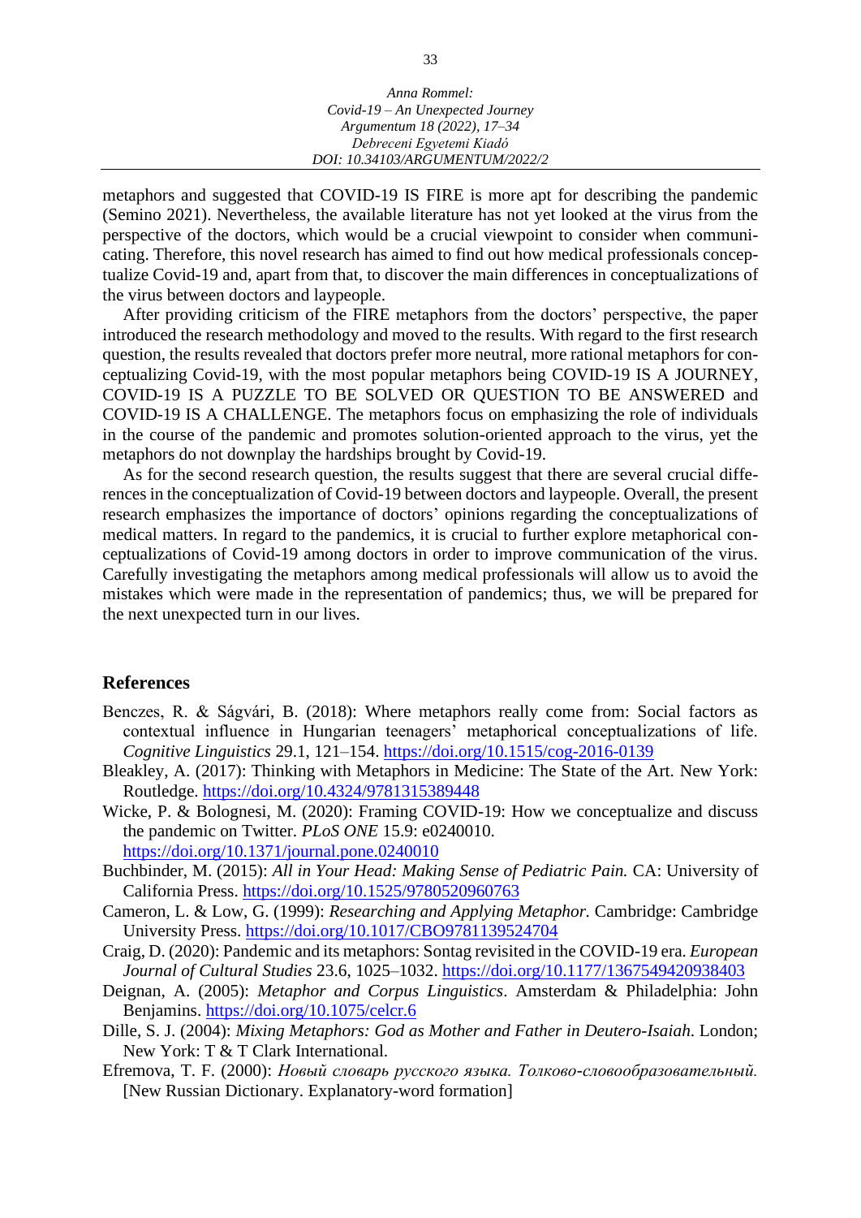metaphors and suggested that COVID-19 IS FIRE is more apt for describing the pandemic (Semino 2021). Nevertheless, the available literature has not yet looked at the virus from the perspective of the doctors, which would be a crucial viewpoint to consider when communicating. Therefore, this novel research has aimed to find out how medical professionals conceptualize Covid-19 and, apart from that, to discover the main differences in conceptualizations of the virus between doctors and laypeople.

After providing criticism of the FIRE metaphors from the doctors' perspective, the paper introduced the research methodology and moved to the results. With regard to the first research question, the results revealed that doctors prefer more neutral, more rational metaphors for conceptualizing Covid-19, with the most popular metaphors being COVID-19 IS A JOURNEY, COVID-19 IS A PUZZLE TO BE SOLVED OR QUESTION TO BE ANSWERED and COVID-19 IS A CHALLENGE. The metaphors focus on emphasizing the role of individuals in the course of the pandemic and promotes solution-oriented approach to the virus, yet the metaphors do not downplay the hardships brought by Covid-19.

As for the second research question, the results suggest that there are several crucial differences in the conceptualization of Covid-19 between doctors and laypeople. Overall, the present research emphasizes the importance of doctors' opinions regarding the conceptualizations of medical matters. In regard to the pandemics, it is crucial to further explore metaphorical conceptualizations of Covid-19 among doctors in order to improve communication of the virus. Carefully investigating the metaphors among medical professionals will allow us to avoid the mistakes which were made in the representation of pandemics; thus, we will be prepared for the next unexpected turn in our lives.

## References

Benczes, R. & Ságvári, B. (2018): Where metaphors really come from: Social factors as contextual influence in Hungarian teenagers' metaphorical conceptualizations of life. *Cognitive Linguistics* 29.1, 121–154. https://doi.org/10.1515/cog-2016-0139

Bleakley, A. (2017): Thinking with Metaphors in Medicine: The State of the Art. New York: Routledge. https://doi.org/10.4324/9781315389448

Wicke, P. & Bolognesi, M. (2020): Framing COVID-19: How we conceptualize and discuss the pandemic on Twitter. *PLoS ONE* 15.9: e0240010. https://doi.org/10.1371/journal.pone.0240010

Buchbinder, M. (2015): *All in Your Head: Making Sense of Pediatric Pain.* CA: University of California Press. https://doi.org/10.1525/9780520960763

Cameron, L. & Low, G. (1999): *Researching and Applying Metaphor.* Cambridge: Cambridge University Press. https://doi.org/10.1017/CBO9781139524704

Craig, D. (2020): Pandemic and its metaphors: Sontag revisited in the COVID-19 era. *European Journal of Cultural Studies* 23.6, 1025–1032. https://doi.org/10.1177/1367549420938403

Deignan, A. (2005): *Metaphor and Corpus Linguistics*. Amsterdam & Philadelphia: John Benjamins. https://doi.org/10.1075/celcr.6

Dille, S. J. (2004): *Mixing Metaphors: God as Mother and Father in Deutero-Isaiah*. London; New York: T & T Clark International.

Efremova, T. F. (2000): *Новый словарь русского языка. Толково-словообразовательный.* [New Russian Dictionary. Explanatory-word formation]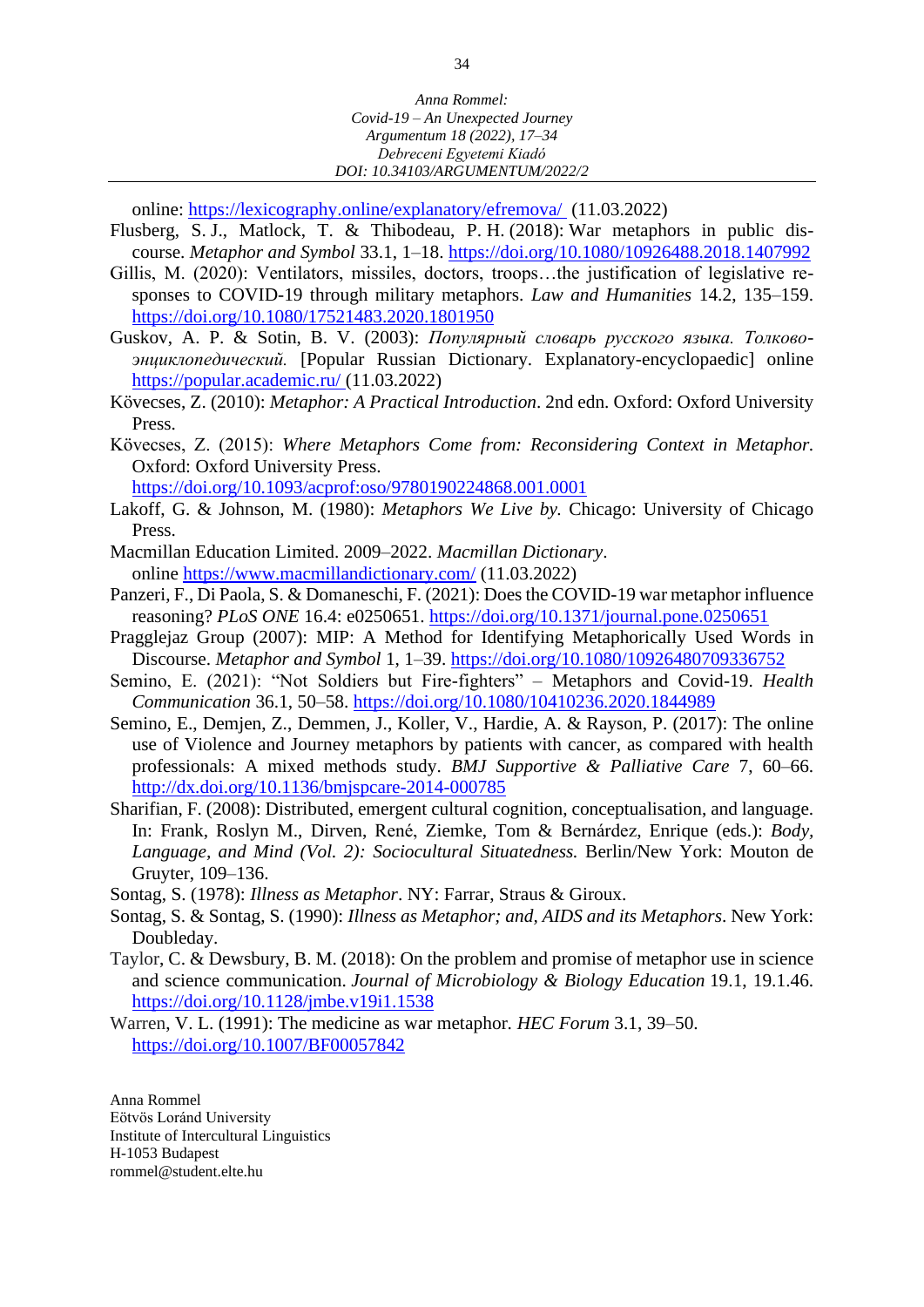online: https://lexicography.online/explanatory/efremova/ (11.03.2022)

Flusberg, S. J., Matlock, T. & Thibodeau, P. H. (2018): War metaphors in public discourse. *Metaphor and Symbol* 33.1, 1–18. https://doi.org/10.1080/10926488.2018.1407992

Gillis, M. (2020): Ventilators, missiles, doctors, troops…the justification of legislative responses to COVID-19 through military metaphors. *Law and Humanities* 14.2, 135–159. https://doi.org/10.1080/17521483.2020.1801950

Guskov, A. P. & Sotin, B. V. (2003): *Популярный словарь русского языка. Толково-энциклопедический.* [Popular Russian Dictionary. Explanatory-encyclopaedic] online https://popular.academic.ru/ (11.03.2022)

Kövecses, Z. (2010): *Metaphor: A Practical Introduction*. 2nd edn. Oxford: Oxford University Press.

Kövecses, Z. (2015): *Where Metaphors Come from: Reconsidering Context in Metaphor.* Oxford: Oxford University Press.
https://doi.org/10.1093/acprof:oso/9780190224868.001.0001

Lakoff, G. & Johnson, M. (1980): *Metaphors We Live by.* Chicago: University of Chicago Press.

Macmillan Education Limited. 2009–2022. *Macmillan Dictionary*.
online https://www.macmillandictionary.com/ (11.03.2022)

Panzeri, F., Di Paola, S. & Domaneschi, F. (2021): Does the COVID-19 war metaphor influence reasoning? *PLoS ONE* 16.4: e0250651. https://doi.org/10.1371/journal.pone.0250651

Pragglejaz Group (2007): MIP: A Method for Identifying Metaphorically Used Words in Discourse. *Metaphor and Symbol* 1, 1–39. https://doi.org/10.1080/10926480709336752

Semino, E. (2021): "Not Soldiers but Fire-fighters" – Metaphors and Covid-19. *Health Communication* 36.1, 50–58. https://doi.org/10.1080/10410236.2020.1844989

Semino, E., Demjen, Z., Demmen, J., Koller, V., Hardie, A. & Rayson, P. (2017): The online use of Violence and Journey metaphors by patients with cancer, as compared with health professionals: A mixed methods study. *BMJ Supportive & Palliative Care* 7, 60–66. http://dx.doi.org/10.1136/bmjspcare-2014-000785

Sharifian, F. (2008): Distributed, emergent cultural cognition, conceptualisation, and language. In: Frank, Roslyn M., Dirven, René, Ziemke, Tom & Bernárdez, Enrique (eds.): *Body, Language, and Mind (Vol. 2): Sociocultural Situatedness.* Berlin/New York: Mouton de Gruyter, 109–136.

Sontag, S. (1978): *Illness as Metaphor*. NY: Farrar, Straus & Giroux.

Sontag, S. & Sontag, S. (1990): *Illness as Metaphor; and, AIDS and its Metaphors*. New York: Doubleday.

Taylor, C. & Dewsbury, B. M. (2018): On the problem and promise of metaphor use in science and science communication. *Journal of Microbiology & Biology Education* 19.1, 19.1.46. https://doi.org/10.1128/jmbe.v19i1.1538

Warren, V. L. (1991): The medicine as war metaphor. *HEC Forum* 3.1, 39–50. https://doi.org/10.1007/BF00057842

Anna Rommel
Eötvös Loránd University
Institute of Intercultural Linguistics
H-1053 Budapest
rommel@student.elte.hu